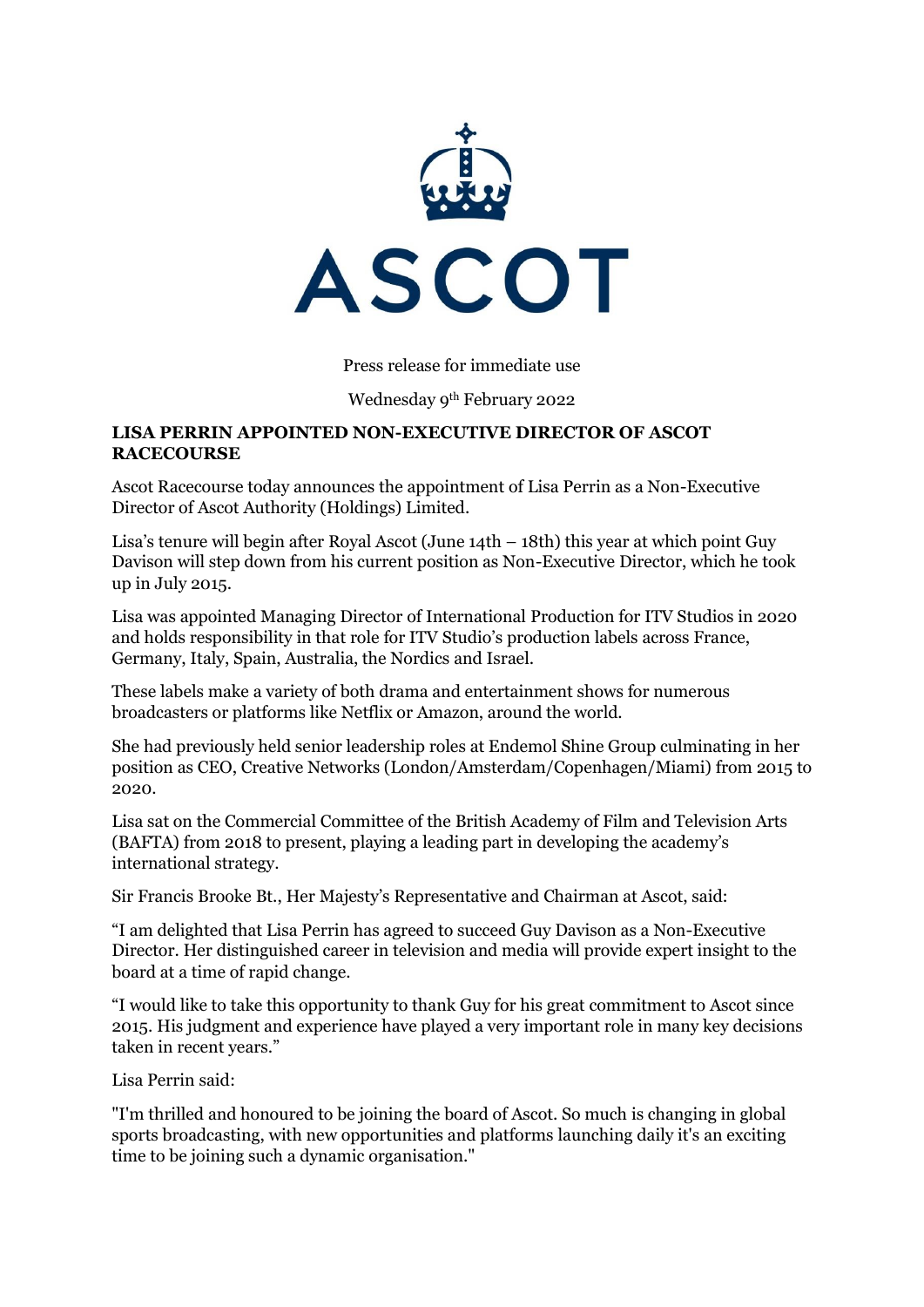ASCOT

Press release for immediate use

Wednesday 9th February 2022

**LISA PERRIN APPOINTED NON-EXECUTIVE DIRECTOR OF ASCOT RACECOURSE**

Ascot Racecourse today announces the appointment of Lisa Perrin as a Non-Executive Director of Ascot Authority (Holdings) Limited.

Lisa's tenure will begin after Royal Ascot (June 14th – 18th) this year at which point Guy Davison will step down from his current position as Non-Executive Director, which he took up in July 2015.

Lisa was appointed Managing Director of International Production for ITV Studios in 2020 and holds responsibility in that role for ITV Studio's production labels across France, Germany, Italy, Spain, Australia, the Nordics and Israel.

These labels make a variety of both drama and entertainment shows for numerous broadcasters or platforms like Netflix or Amazon, around the world.

She had previously held senior leadership roles at Endemol Shine Group culminating in her position as CEO, Creative Networks (London/Amsterdam/Copenhagen/Miami) from 2015 to 2020.

Lisa sat on the Commercial Committee of the British Academy of Film and Television Arts (BAFTA) from 2018 to present, playing a leading part in developing the academy's international strategy.

Sir Francis Brooke Bt., Her Majesty's Representative and Chairman at Ascot, said:

"I am delighted that Lisa Perrin has agreed to succeed Guy Davison as a Non-Executive Director. Her distinguished career in television and media will provide expert insight to the board at a time of rapid change.

"I would like to take this opportunity to thank Guy for his great commitment to Ascot since 2015. His judgment and experience have played a very important role in many key decisions taken in recent years."

Lisa Perrin said:

"I'm thrilled and honoured to be joining the board of Ascot. So much is changing in global sports broadcasting, with new opportunities and platforms launching daily it's an exciting time to be joining such a dynamic organisation."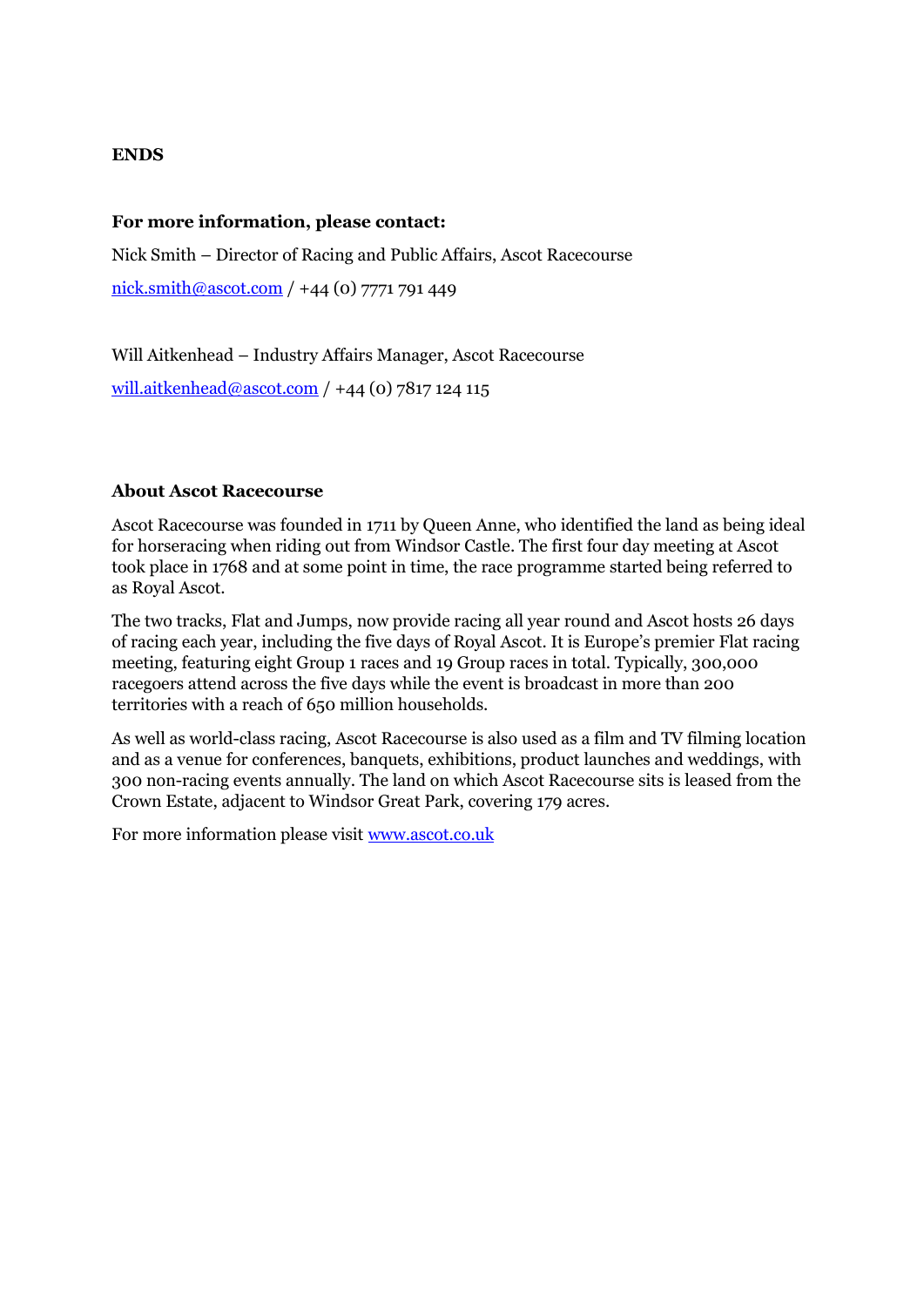**ENDS**

**For more information, please contact:**

Nick Smith – Director of Racing and Public Affairs, Ascot Racecourse

nick.smith@ascot.com / +44 (0) 7771 791 449

Will Aitkenhead – Industry Affairs Manager, Ascot Racecourse

will.aitkenhead@ascot.com / +44 (0) 7817 124 115

**About Ascot Racecourse**

Ascot Racecourse was founded in 1711 by Queen Anne, who identified the land as being ideal for horseracing when riding out from Windsor Castle. The first four day meeting at Ascot took place in 1768 and at some point in time, the race programme started being referred to as Royal Ascot.

The two tracks, Flat and Jumps, now provide racing all year round and Ascot hosts 26 days of racing each year, including the five days of Royal Ascot. It is Europe's premier Flat racing meeting, featuring eight Group 1 races and 19 Group races in total. Typically, 300,000 racegoers attend across the five days while the event is broadcast in more than 200 territories with a reach of 650 million households.

As well as world-class racing, Ascot Racecourse is also used as a film and TV filming location and as a venue for conferences, banquets, exhibitions, product launches and weddings, with 300 non-racing events annually. The land on which Ascot Racecourse sits is leased from the Crown Estate, adjacent to Windsor Great Park, covering 179 acres.

For more information please visit www.ascot.co.uk